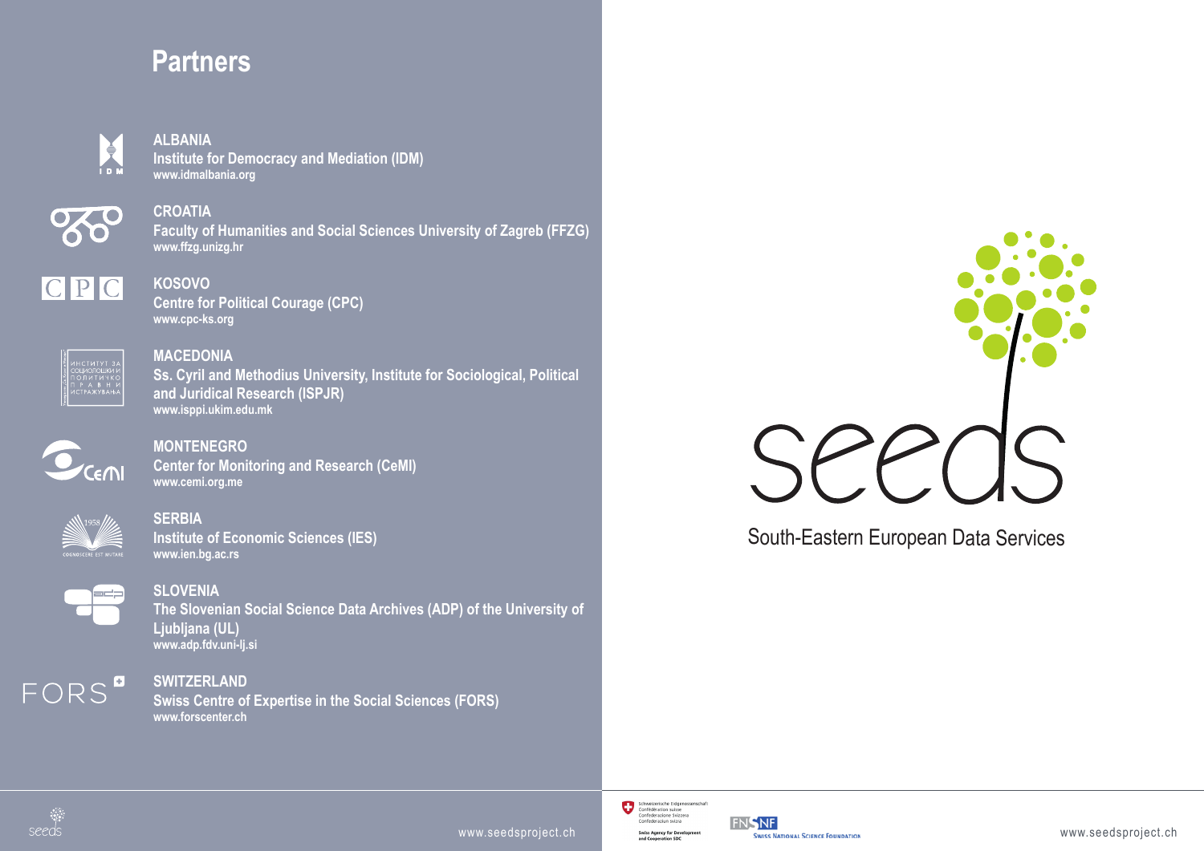# Partners

**ALBANIA**
**Institute for Democracy and Mediation (IDM)**
www.idmalbania.org

**CROATIA**
**Faculty of Humanities and Social Sciences University of Zagreb (FFZG)**
www.ffzg.unizg.hr

**KOSOVO**
**Centre for Political Courage (CPC)**
www.cpc-ks.org

**MACEDONIA**
**Ss. Cyril and Methodius University, Institute for Sociological, Political and Juridical Research (ISPJR)**
www.isppi.ukim.edu.mk

**MONTENEGRO**
**Center for Monitoring and Research (CeMI)**
www.cemi.org.me

**SERBIA**
**Institute of Economic Sciences (IES)**
www.ien.bg.ac.rs

**SLOVENIA**
**The Slovenian Social Science Data Archives (ADP) of the University of Ljubljana (UL)**
www.adp.fdv.uni-lj.si

**SWITZERLAND**
**Swiss Centre of Expertise in the Social Sciences (FORS)**
www.forscenter.ch

www.seedsproject.ch

# seeds

South-Eastern European Data Services

Schweizerische Eidgenossenschaft
Confédération suisse
Confederazione Svizzera
Confederaziun svizra

Swiss Agency for Development and Cooperation SDC

FNSNF
Swiss National Science Foundation

www.seedsproject.ch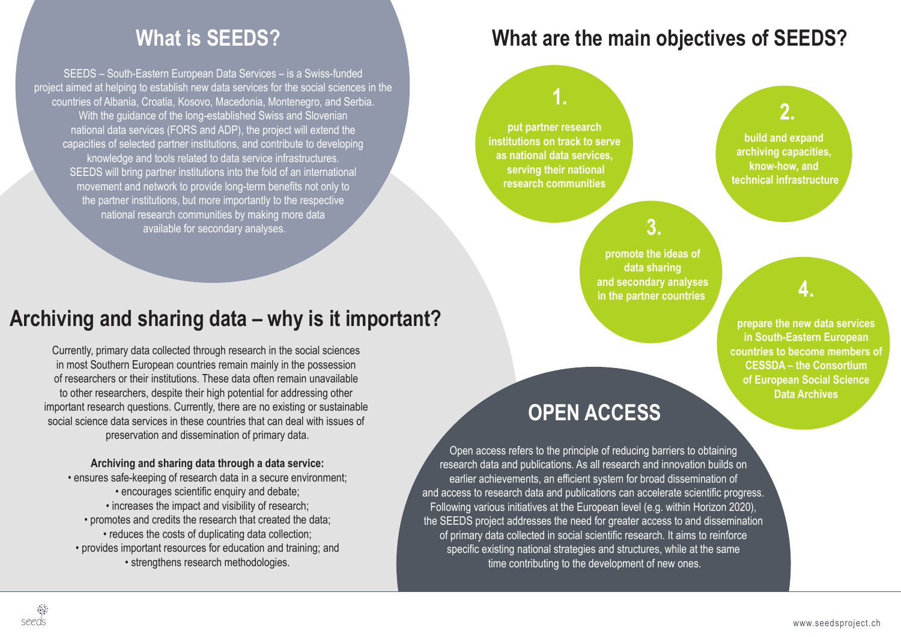## What is SEEDS?

SEEDS – South-Eastern European Data Services – is a Swiss-funded project aimed at helping to establish new data services for the social sciences in the countries of Albania, Croatia, Kosovo, Macedonia, Montenegro, and Serbia. With the guidance of the long-established Swiss and Slovenian national data services (FORS and ADP), the project will extend the capacities of selected partner institutions, and contribute to developing knowledge and tools related to data service infrastructures. SEEDS will bring partner institutions into the fold of an international movement and network to provide long-term benefits not only to the partner institutions, but more importantly to the respective national research communities by making more data available for secondary analyses.

## Archiving and sharing data – why is it important?

Currently, primary data collected through research in the social sciences in most Southern European countries remain mainly in the possession of researchers or their institutions. These data often remain unavailable to other researchers, despite their high potential for addressing other important research questions. Currently, there are no existing or sustainable social science data services in these countries that can deal with issues of preservation and dissemination of primary data.

**Archiving and sharing data through a data service:**

- ensures safe-keeping of research data in a secure environment;
- encourages scientific enquiry and debate;
- increases the impact and visibility of research;
- promotes and credits the research that created the data;
- reduces the costs of duplicating data collection;
- provides important resources for education and training; and
- strengthens research methodologies.

## What are the main objectives of SEEDS?

**1.** **put partner research institutions on track to serve as national data services, serving their national research communities**

**2.** **build and expand archiving capacities, know-how, and technical infrastructure**

**3.** **promote the ideas of data sharing and secondary analyses in the partner countries**

**4.** **prepare the new data services in South-Eastern European countries to become members of CESSDA – the Consortium of European Social Science Data Archives**

## OPEN ACCESS

Open access refers to the principle of reducing barriers to obtaining research data and publications. As all research and innovation builds on earlier achievements, an efficient system for broad dissemination of and access to research data and publications can accelerate scientific progress. Following various initiatives at the European level (e.g. within Horizon 2020), the SEEDS project addresses the need for greater access to and dissemination of primary data collected in social scientific research. It aims to reinforce specific existing national strategies and structures, while at the same time contributing to the development of new ones.

seeds

www.seedsproject.ch